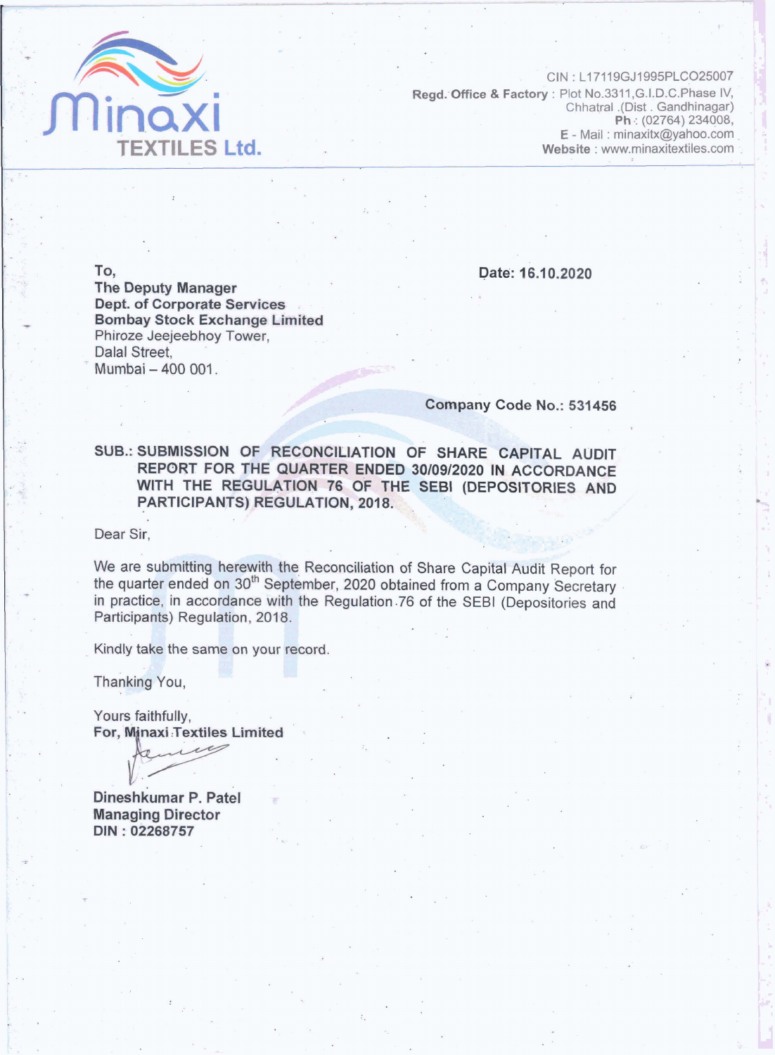# Minaxi TEXTILES Ltd.

CIN : L17119GJ1995PLCO25007
**Regd. Office & Factory** : Plot No.3311,G.I.D.C.Phase IV,
Chhatral .(Dist . Gandhinagar)
**Ph** : (02764) 234008,
**E - Mail** : minaxitx@yahoo.com
**Website** : www.minaxitextiles.com

**To,**
**The Deputy Manager**
**Dept. of Corporate Services**
**Bombay Stock Exchange Limited**
Phiroze Jeejeebhoy Tower,
Dalal Street,
Mumbai – 400 001.

**Date: 16.10.2020**

**Company Code No.: 531456**

**SUB.: SUBMISSION OF RECONCILIATION OF SHARE CAPITAL AUDIT REPORT FOR THE QUARTER ENDED 30/09/2020 IN ACCORDANCE WITH THE REGULATION 76 OF THE SEBI (DEPOSITORIES AND PARTICIPANTS) REGULATION, 2018.**

Dear Sir,

We are submitting herewith the Reconciliation of Share Capital Audit Report for the quarter ended on 30th September, 2020 obtained from a Company Secretary in practice, in accordance with the Regulation 76 of the SEBI (Depositories and Participants) Regulation, 2018.

Kindly take the same on your record.

Thanking You,

Yours faithfully,
**For, Minaxi Textiles Limited**

**Dineshkumar P. Patel**
**Managing Director**
**DIN : 02268757**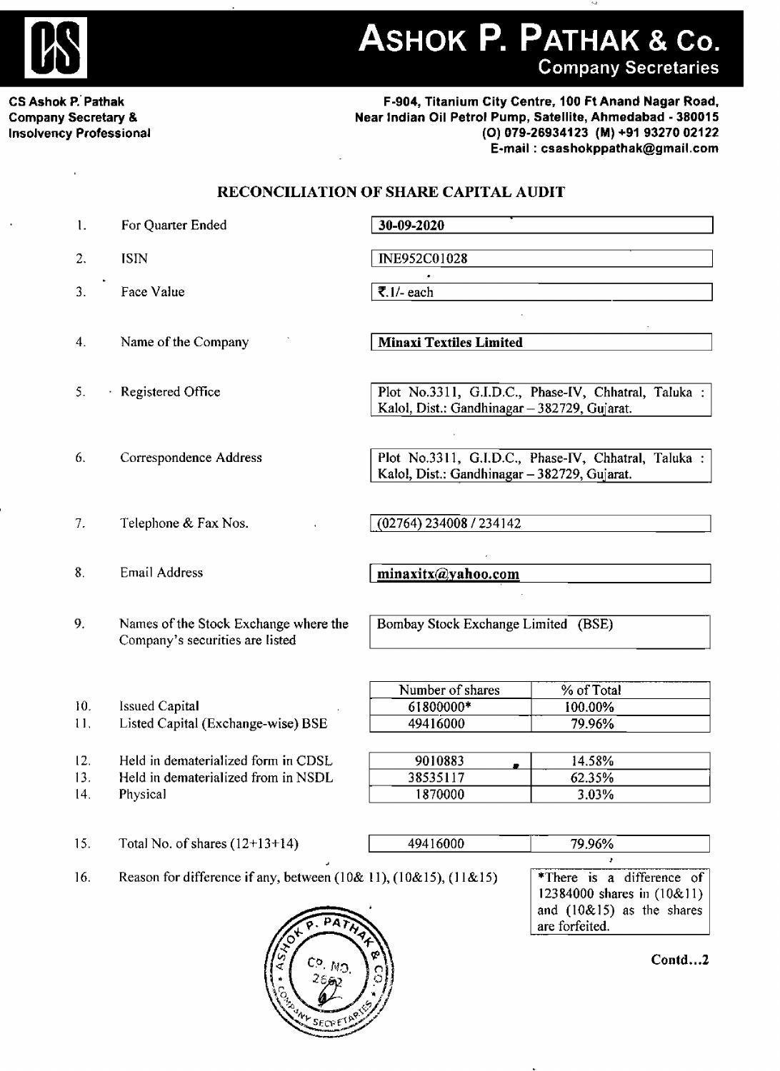# ASHOK P. PATHAK & Co.
## Company Secretaries

**CS Ashok P. Pathak**
**Company Secretary &**
**Insolvency Professional**

**F-904, Titanium City Centre, 100 Ft Anand Nagar Road,**
**Near Indian Oil Petrol Pump, Satellite, Ahmedabad - 380015**
**(O) 079-26934123 (M) +91 93270 02122**
**E-mail : csashokppathak@gmail.com**

## RECONCILIATION OF SHARE CAPITAL AUDIT

| | | |
|---|---|---|
| 1. | For Quarter Ended | **30-09-2020** |
| 2. | ISIN | INE952C01028 |
| 3. | Face Value | ₹.1/- each |
| 4. | Name of the Company | **Minaxi Textiles Limited** |
| 5. | Registered Office | Plot No.3311, G.I.D.C., Phase-IV, Chhatral, Taluka : Kalol, Dist.: Gandhinagar – 382729, Gujarat. |
| 6. | Correspondence Address | Plot No.3311, G.I.D.C., Phase-IV, Chhatral, Taluka : Kalol, Dist.: Gandhinagar – 382729, Gujarat. |
| 7. | Telephone & Fax Nos. | (02764) 234008 / 234142 |
| 8. | Email Address | **minaxitx@yahoo.com** |
| 9. | Names of the Stock Exchange where the Company's securities are listed | Bombay Stock Exchange Limited (BSE) |

| | | Number of shares | % of Total |
|---|---|---|---|
| 10. | Issued Capital | 61800000* | 100.00% |
| 11. | Listed Capital (Exchange-wise) BSE | 49416000 | 79.96% |

| | | | |
|---|---|---|---|
| 12. | Held in dematerialized form in CDSL | 9010883 | 14.58% |
| 13. | Held in dematerialized from in NSDL | 38535117 | 62.35% |
| 14. | Physical | 1870000 | 3.03% |

| | | | |
|---|---|---|---|
| 15. | Total No. of shares (12+13+14) | 49416000 | 79.96% |

16. Reason for difference if any, between (10& 11), (10&15), (11&15)

*There is a difference of 12384000 shares in (10&11) and (10&15) as the shares are forfeited.

**Contd...2**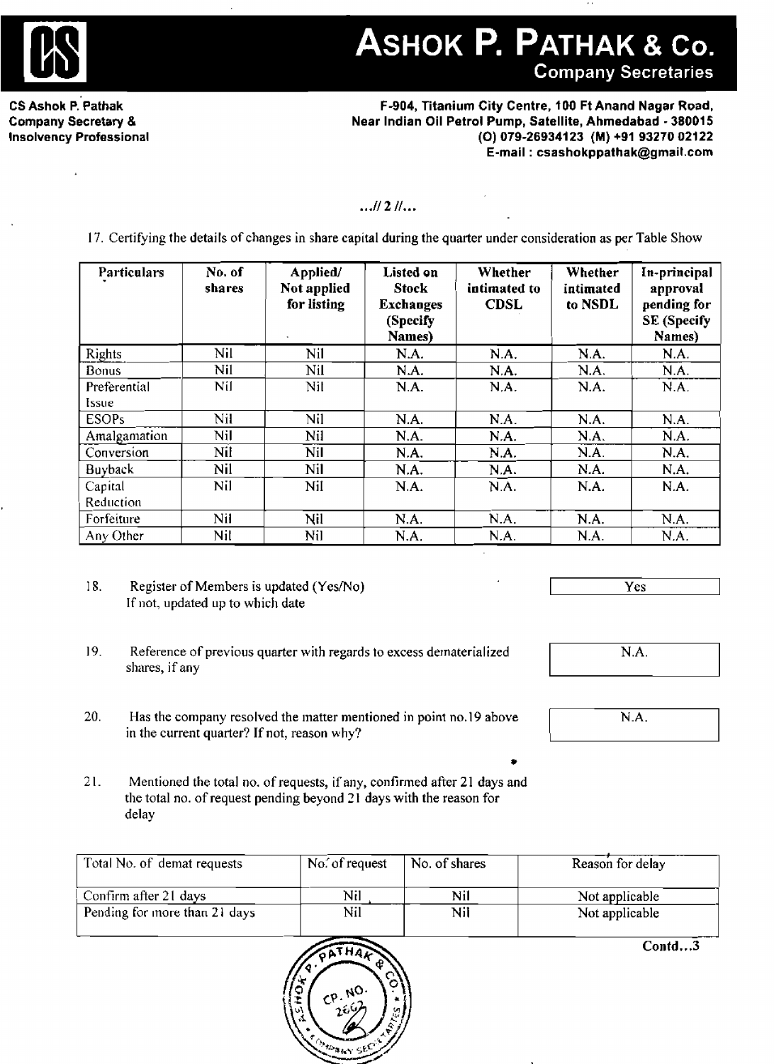# ASHOK P. PATHAK & Co.
**Company Secretaries**

**CS Ashok P. Pathak**
**Company Secretary &**
**Insolvency Professional**

**F-904, Titanium City Centre, 100 Ft Anand Nagar Road,**
**Near Indian Oil Petrol Pump, Satellite, Ahmedabad - 380015**
**(O) 079-26934123 (M) +91 93270 02122**
**E-mail : csashokppathak@gmail.com**

...// 2 //...

17. Certifying the details of changes in share capital during the quarter under consideration as per Table Show

| Particulars | No. of shares | Applied/ Not applied for listing | Listed on Stock Exchanges (Specify Names) | Whether intimated to CDSL | Whether intimated to NSDL | In-principal approval pending for SE (Specify Names) |
|---|---|---|---|---|---|---|
| Rights | Nil | Nil | N.A. | N.A. | N.A. | N.A. |
| Bonus | Nil | Nil | N.A. | N.A. | N.A. | N.A. |
| Preferential Issue | Nil | Nil | N.A. | N.A. | N.A. | N.A. |
| ESOPs | Nil | Nil | N.A. | N.A. | N.A. | N.A. |
| Amalgamation | Nil | Nil | N.A. | N.A. | N.A. | N.A. |
| Conversion | Nil | Nil | N.A. | N.A. | N.A. | N.A. |
| Buyback | Nil | Nil | N.A. | N.A. | N.A. | N.A. |
| Capital Reduction | Nil | Nil | N.A. | N.A. | N.A. | N.A. |
| Forfeiture | Nil | Nil | N.A. | N.A. | N.A. | N.A. |
| Any Other | Nil | Nil | N.A. | N.A. | N.A. | N.A. |

18. Register of Members is updated (Yes/No) If not, updated up to which date — Yes

19. Reference of previous quarter with regards to excess dematerialized shares, if any — N.A.

20. Has the company resolved the matter mentioned in point no.19 above in the current quarter? If not, reason why? — N.A.

21. Mentioned the total no. of requests, if any, confirmed after 21 days and the total no. of request pending beyond 21 days with the reason for delay

| Total No. of demat requests | No. of request | No. of shares | Reason for delay |
|---|---|---|---|
| Confirm after 21 days | Nil | Nil | Not applicable |
| Pending for more than 21 days | Nil | Nil | Not applicable |

Contd...3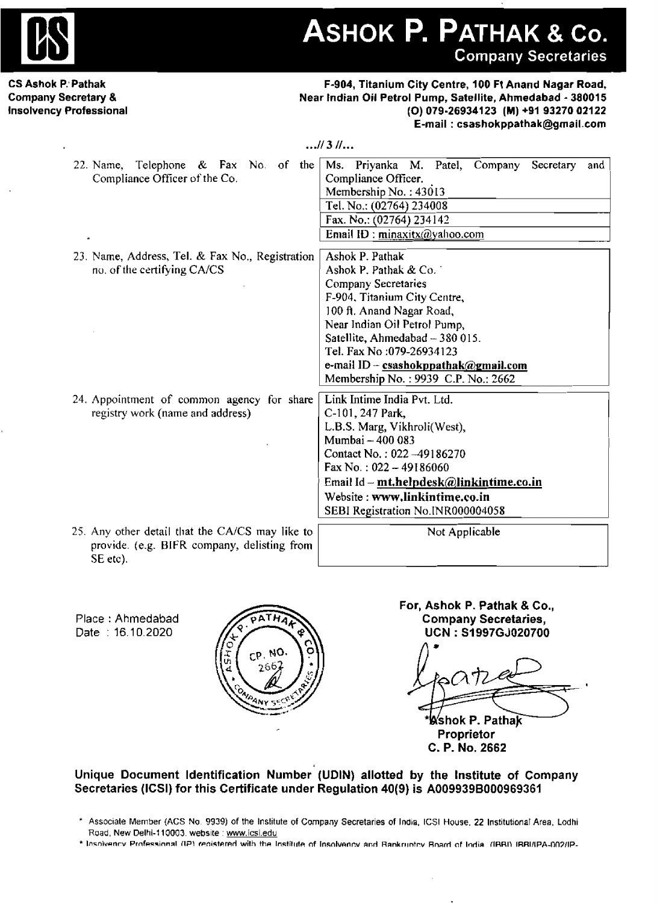**CS Ashok P. Pathak**
**Company Secretary &**
**Insolvency Professional**

# ASHOK P. PATHAK & Co.

**Company Secretaries**

**F-904, Titanium City Centre, 100 Ft Anand Nagar Road,**
**Near Indian Oil Petrol Pump, Satellite, Ahmedabad - 380015**
**(O) 079-26934123 (M) +91 93270 02122**
**E-mail : csashokppathak@gmail.com**

...// 3 //...

| | |
|---|---|
| 22. Name, Telephone & Fax No. of the Compliance Officer of the Co. | Ms. Priyanka M. Patel, Company Secretary and Compliance Officer.<br>Membership No. : 43013<br>Tel. No.: (02764) 234008<br>Fax. No.: (02764) 234142<br>Email ID : minaxitx@yahoo.com |
| 23. Name, Address, Tel. & Fax No., Registration no. of the certifying CA/CS | Ashok P. Pathak<br>Ashok P. Pathak & Co.<br>Company Secretaries<br>F-904, Titanium City Centre,<br>100 ft. Anand Nagar Road,<br>Near Indian Oil Petrol Pump,<br>Satellite, Ahmedabad – 380 015.<br>Tel. Fax No :079-26934123<br>e-mail ID – **csashokppathak@gmail.com**<br>Membership No. : 9939 C.P. No.: 2662 |
| 24. Appointment of common agency for share registry work (name and address) | Link Intime India Pvt. Ltd.<br>C-101, 247 Park,<br>L.B.S. Marg, Vikhroli(West),<br>Mumbai – 400 083<br>Contact No. : 022 –49186270<br>Fax No. : 022 – 49186060<br>Email Id – **mt.helpdesk@linkintime.co.in**<br>Website : **www.linkintime.co.in**<br>SEBI Registration No.INR000004058 |
| 25. Any other detail that the CA/CS may like to provide. (e.g. BIFR company, delisting from SE etc). | Not Applicable |

Place : Ahmedabad
Date : 16.10.2020

**For, Ashok P. Pathak & Co.,**
**Company Secretaries,**
**UCN : S1997GJ020700**

**\*Ashok P. Pathak**
**Proprietor**
**C. P. No. 2662**

**Unique Document Identification Number (UDIN) allotted by the Institute of Company Secretaries (ICSI) for this Certificate under Regulation 40(9) is A009939B000969361**

\* Associate Member (ACS No. 9939) of the Institute of Company Secretaries of India, ICSI House, 22 Institutional Area, Lodhi Road, New Delhi-110003. website : www.icsi.edu

\* Insolvency Professional (IP) registered with the Institute of Insolvency and Bankruptcy Board of India (IBBI) IBBI/IPA-002/IP-